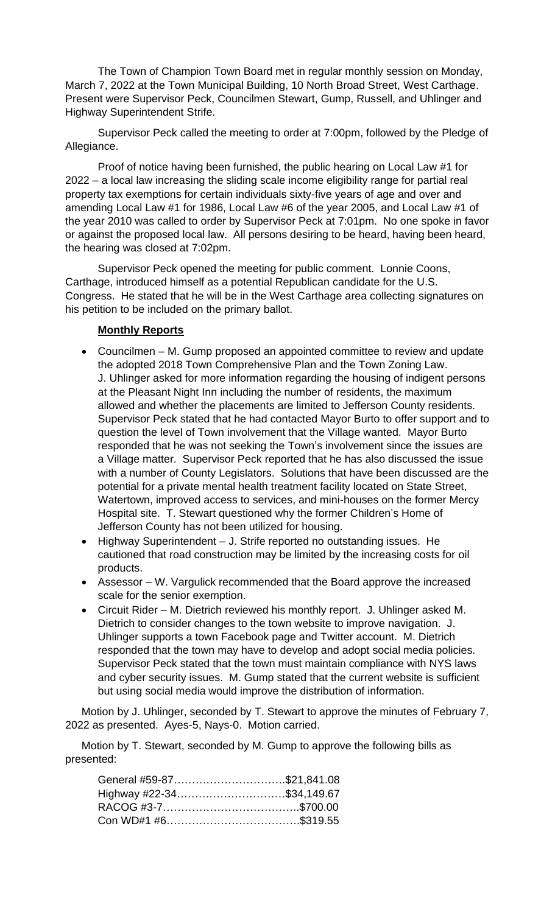The Town of Champion Town Board met in regular monthly session on Monday, March 7, 2022 at the Town Municipal Building, 10 North Broad Street, West Carthage. Present were Supervisor Peck, Councilmen Stewart, Gump, Russell, and Uhlinger and Highway Superintendent Strife.

Supervisor Peck called the meeting to order at 7:00pm, followed by the Pledge of Allegiance.

Proof of notice having been furnished, the public hearing on Local Law #1 for 2022 – a local law increasing the sliding scale income eligibility range for partial real property tax exemptions for certain individuals sixty-five years of age and over and amending Local Law #1 for 1986, Local Law #6 of the year 2005, and Local Law #1 of the year 2010 was called to order by Supervisor Peck at 7:01pm. No one spoke in favor or against the proposed local law. All persons desiring to be heard, having been heard, the hearing was closed at 7:02pm.

Supervisor Peck opened the meeting for public comment. Lonnie Coons, Carthage, introduced himself as a potential Republican candidate for the U.S. Congress. He stated that he will be in the West Carthage area collecting signatures on his petition to be included on the primary ballot.

**Monthly Reports**

- Councilmen – M. Gump proposed an appointed committee to review and update the adopted 2018 Town Comprehensive Plan and the Town Zoning Law. J. Uhlinger asked for more information regarding the housing of indigent persons at the Pleasant Night Inn including the number of residents, the maximum allowed and whether the placements are limited to Jefferson County residents. Supervisor Peck stated that he had contacted Mayor Burto to offer support and to question the level of Town involvement that the Village wanted. Mayor Burto responded that he was not seeking the Town's involvement since the issues are a Village matter. Supervisor Peck reported that he has also discussed the issue with a number of County Legislators. Solutions that have been discussed are the potential for a private mental health treatment facility located on State Street, Watertown, improved access to services, and mini-houses on the former Mercy Hospital site. T. Stewart questioned why the former Children's Home of Jefferson County has not been utilized for housing.
- Highway Superintendent – J. Strife reported no outstanding issues. He cautioned that road construction may be limited by the increasing costs for oil products.
- Assessor – W. Vargulick recommended that the Board approve the increased scale for the senior exemption.
- Circuit Rider – M. Dietrich reviewed his monthly report. J. Uhlinger asked M. Dietrich to consider changes to the town website to improve navigation. J. Uhlinger supports a town Facebook page and Twitter account. M. Dietrich responded that the town may have to develop and adopt social media policies. Supervisor Peck stated that the town must maintain compliance with NYS laws and cyber security issues. M. Gump stated that the current website is sufficient but using social media would improve the distribution of information.

Motion by J. Uhlinger, seconded by T. Stewart to approve the minutes of February 7, 2022 as presented. Ayes-5, Nays-0. Motion carried.

Motion by T. Stewart, seconded by M. Gump to approve the following bills as presented:

General #59-87………………………….$21,841.08
Highway #22-34…………………………$34,149.67
RACOG #3-7………………………………..$700.00
Con WD#1 #6……………………………….$319.55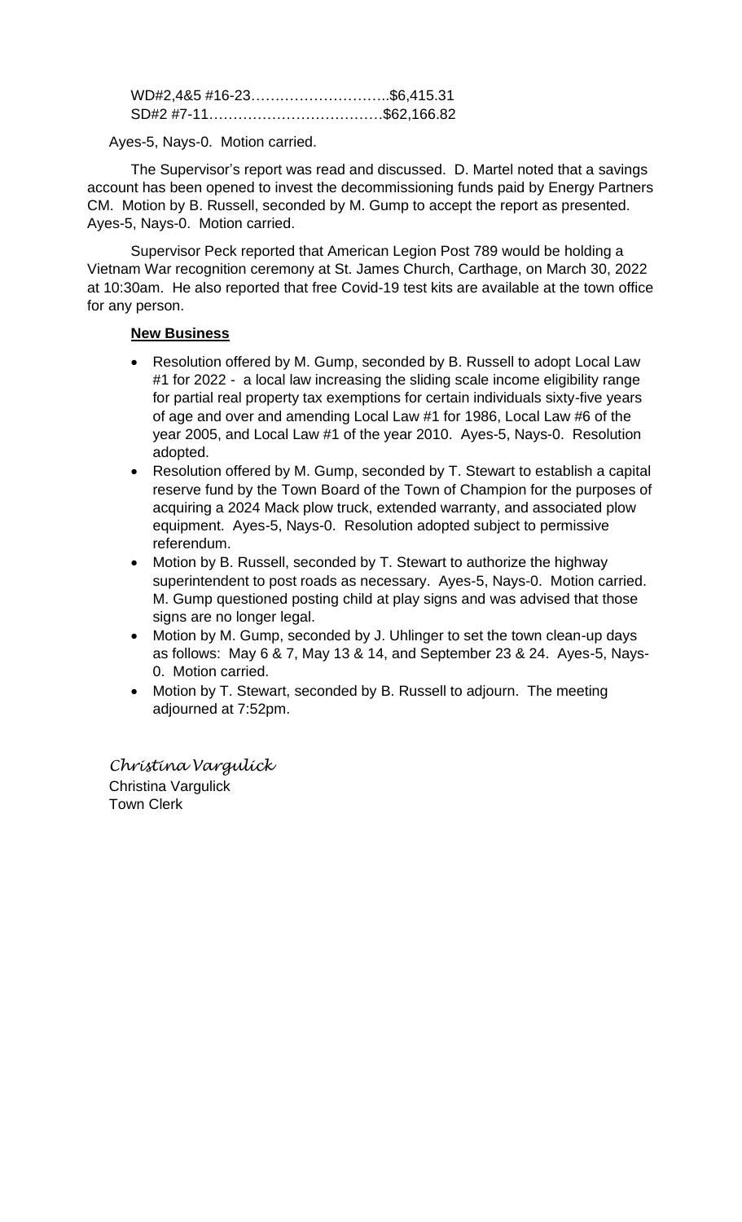WD#2,4&5 #16-23……………………….$6,415.31
SD#2 #7-11………………………………$62,166.82

Ayes-5, Nays-0. Motion carried.

The Supervisor's report was read and discussed. D. Martel noted that a savings account has been opened to invest the decommissioning funds paid by Energy Partners CM. Motion by B. Russell, seconded by M. Gump to accept the report as presented. Ayes-5, Nays-0. Motion carried.

Supervisor Peck reported that American Legion Post 789 would be holding a Vietnam War recognition ceremony at St. James Church, Carthage, on March 30, 2022 at 10:30am. He also reported that free Covid-19 test kits are available at the town office for any person.

**New Business**

- Resolution offered by M. Gump, seconded by B. Russell to adopt Local Law #1 for 2022 - a local law increasing the sliding scale income eligibility range for partial real property tax exemptions for certain individuals sixty-five years of age and over and amending Local Law #1 for 1986, Local Law #6 of the year 2005, and Local Law #1 of the year 2010. Ayes-5, Nays-0. Resolution adopted.
- Resolution offered by M. Gump, seconded by T. Stewart to establish a capital reserve fund by the Town Board of the Town of Champion for the purposes of acquiring a 2024 Mack plow truck, extended warranty, and associated plow equipment. Ayes-5, Nays-0. Resolution adopted subject to permissive referendum.
- Motion by B. Russell, seconded by T. Stewart to authorize the highway superintendent to post roads as necessary. Ayes-5, Nays-0. Motion carried. M. Gump questioned posting child at play signs and was advised that those signs are no longer legal.
- Motion by M. Gump, seconded by J. Uhlinger to set the town clean-up days as follows: May 6 & 7, May 13 & 14, and September 23 & 24. Ayes-5, Nays-0. Motion carried.
- Motion by T. Stewart, seconded by B. Russell to adjourn. The meeting adjourned at 7:52pm.

*Christina Vargulick*
Christina Vargulick
Town Clerk